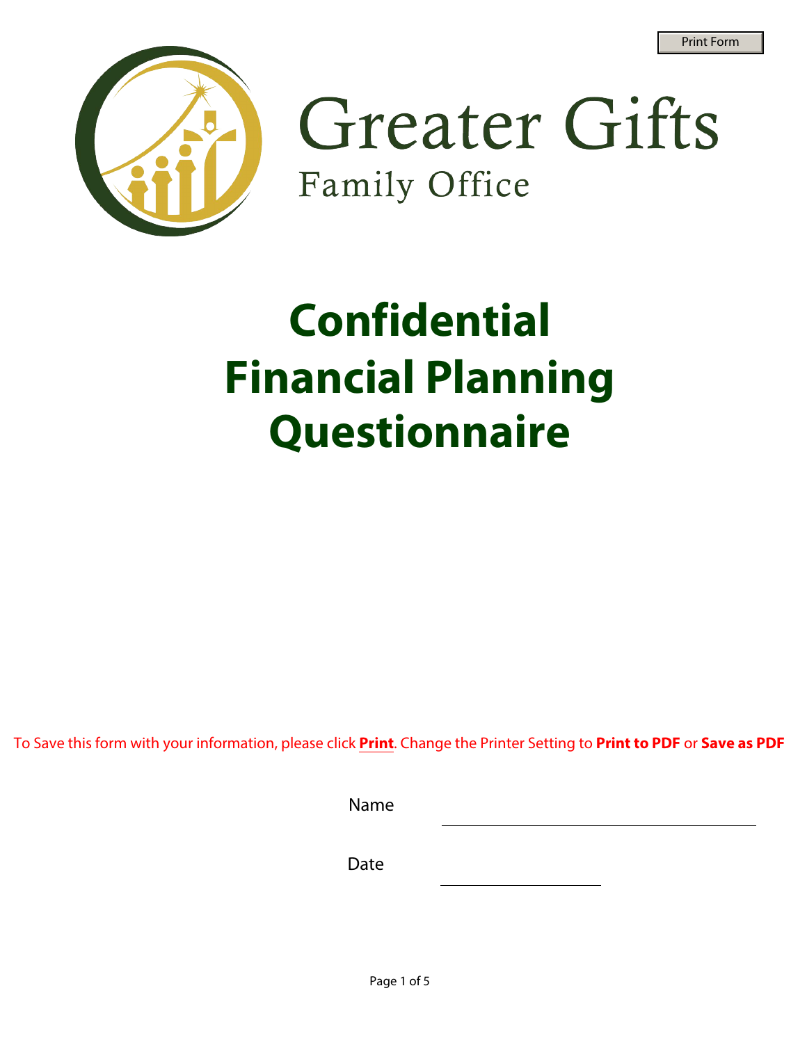Print Form

# Greater Gifts

Family Office

# Confidential Financial Planning Questionnaire

To Save this form with your information, please click **Print**. Change the Printer Setting to **Print to PDF** or **Save as PDF**

Name ______________________________

Date ____________________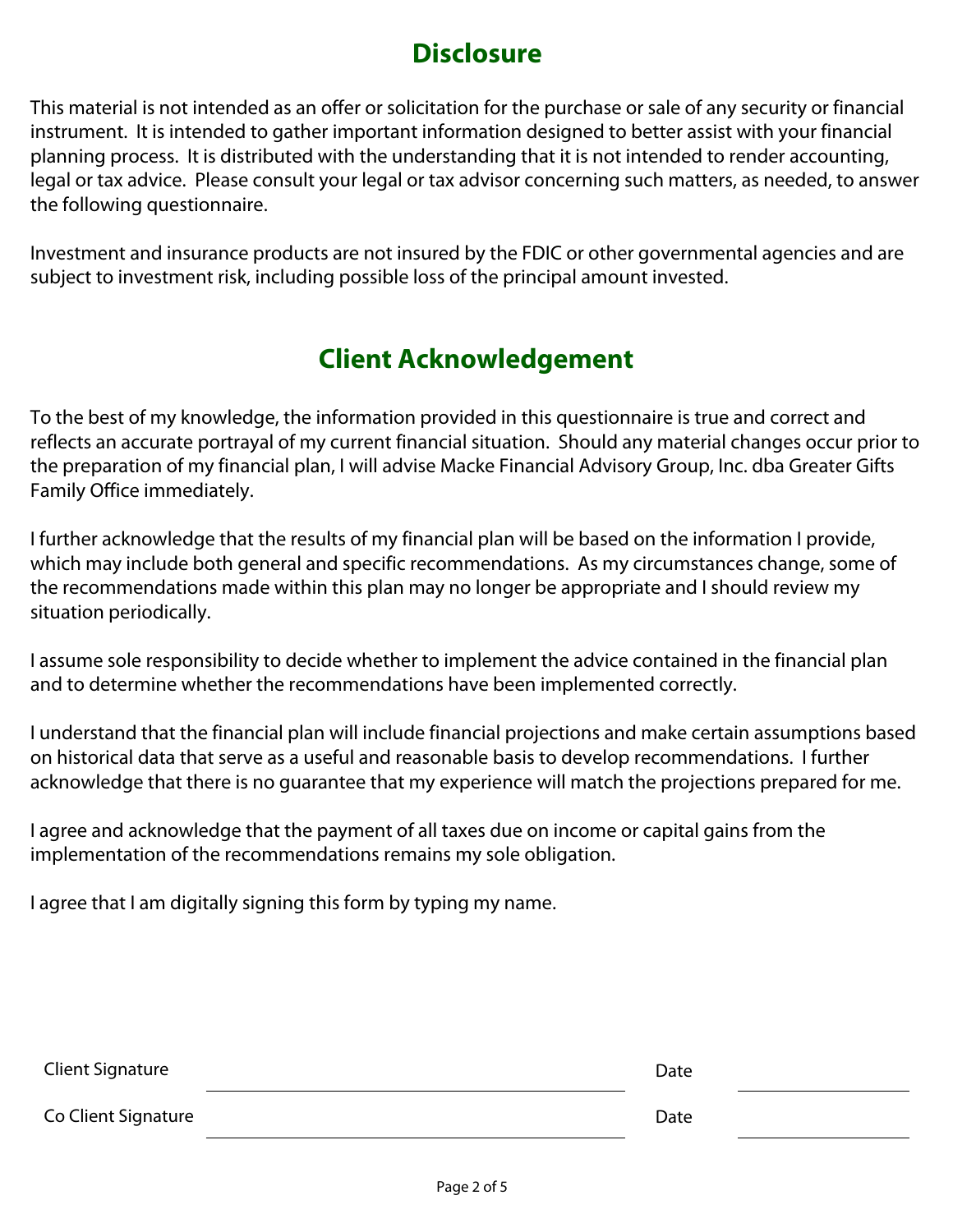# Disclosure

This material is not intended as an offer or solicitation for the purchase or sale of any security or financial instrument. It is intended to gather important information designed to better assist with your financial planning process. It is distributed with the understanding that it is not intended to render accounting, legal or tax advice. Please consult your legal or tax advisor concerning such matters, as needed, to answer the following questionnaire.

Investment and insurance products are not insured by the FDIC or other governmental agencies and are subject to investment risk, including possible loss of the principal amount invested.

# Client Acknowledgement

To the best of my knowledge, the information provided in this questionnaire is true and correct and reflects an accurate portrayal of my current financial situation. Should any material changes occur prior to the preparation of my financial plan, I will advise Macke Financial Advisory Group, Inc. dba Greater Gifts Family Office immediately.

I further acknowledge that the results of my financial plan will be based on the information I provide, which may include both general and specific recommendations. As my circumstances change, some of the recommendations made within this plan may no longer be appropriate and I should review my situation periodically.

I assume sole responsibility to decide whether to implement the advice contained in the financial plan and to determine whether the recommendations have been implemented correctly.

I understand that the financial plan will include financial projections and make certain assumptions based on historical data that serve as a useful and reasonable basis to develop recommendations. I further acknowledge that there is no guarantee that my experience will match the projections prepared for me.

I agree and acknowledge that the payment of all taxes due on income or capital gains from the implementation of the recommendations remains my sole obligation.

I agree that I am digitally signing this form by typing my name.

Client Signature ______________________________ Date ______________

Co Client Signature ______________________________ Date ______________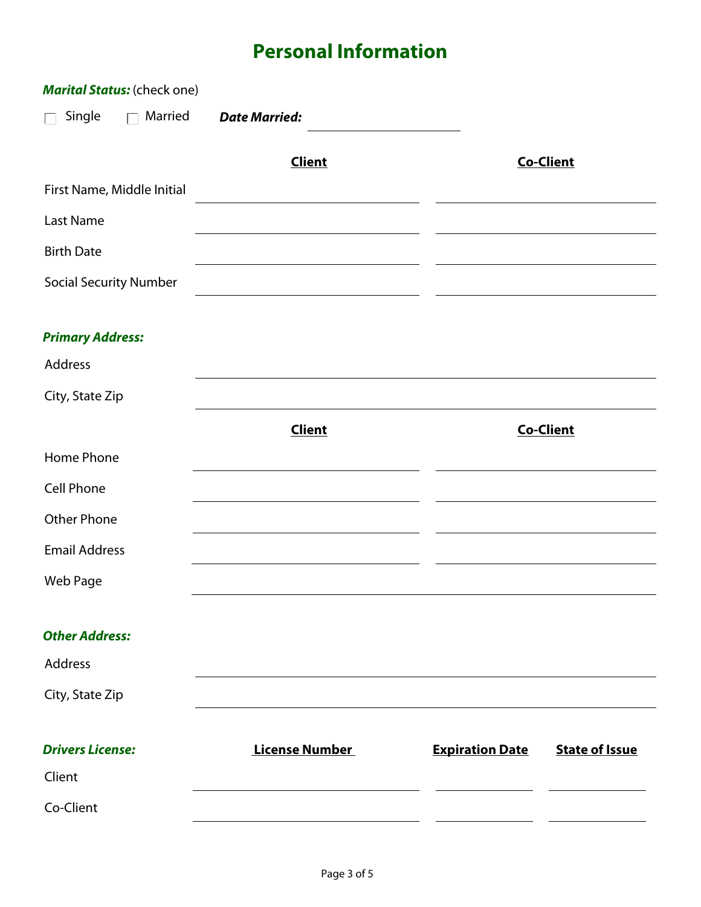# Personal Information

***Marital Status:*** (check one)

☐ Single ☐ Married ***Date Married:*** ____________________

| | **Client** | **Co-Client** |
|---|---|---|
| First Name, Middle Initial | | |
| Last Name | | |
| Birth Date | | |
| Social Security Number | | |

***Primary Address:***

| | |
|---|---|
| Address | |
| City, State Zip | |

| | **Client** | **Co-Client** |
|---|---|---|
| Home Phone | | |
| Cell Phone | | |
| Other Phone | | |
| Email Address | | |
| Web Page | | |

***Other Address:***

| | |
|---|---|
| Address | |
| City, State Zip | |

| ***Drivers License:*** | **License Number** | **Expiration Date** | **State of Issue** |
|---|---|---|---|
| Client | | | |
| Co-Client | | | |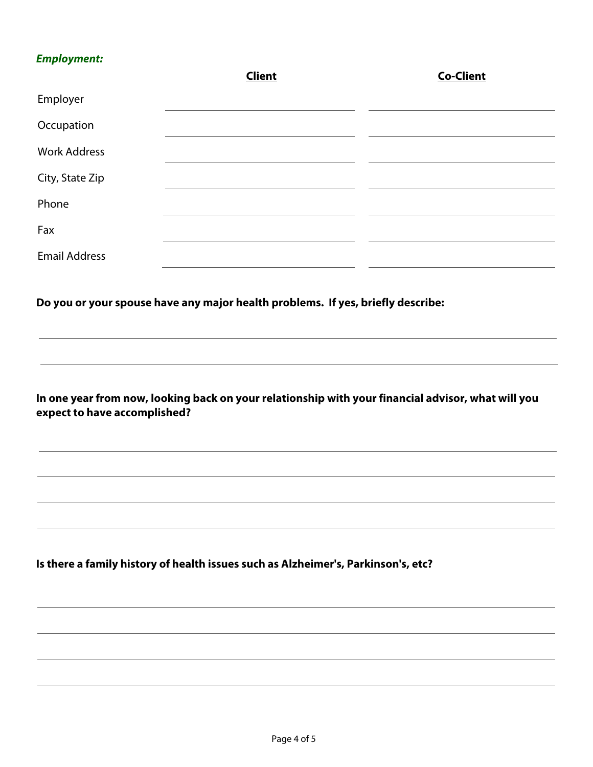***Employment:***

| | **Client** | **Co-Client** |
|---|---|---|
| Employer | | |
| Occupation | | |
| Work Address | | |
| City, State Zip | | |
| Phone | | |
| Fax | | |
| Email Address | | |

**Do you or your spouse have any major health problems. If yes, briefly describe:**

______________________________________________________________________

______________________________________________________________________

**In one year from now, looking back on your relationship with your financial advisor, what will you expect to have accomplished?**

______________________________________________________________________

______________________________________________________________________

______________________________________________________________________

______________________________________________________________________

**Is there a family history of health issues such as Alzheimer's, Parkinson's, etc?**

______________________________________________________________________

______________________________________________________________________

______________________________________________________________________

______________________________________________________________________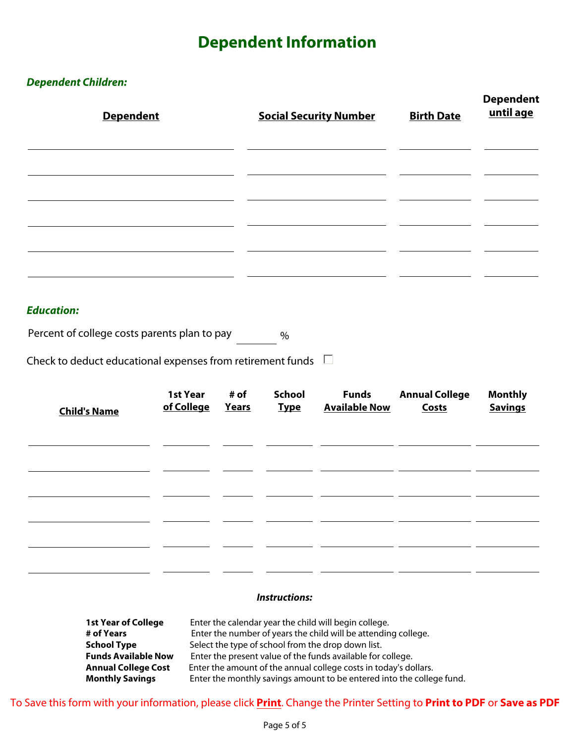# Dependent Information

***Dependent Children:***

| Dependent | Social Security Number | Birth Date | Dependent until age |
|---|---|---|---|
| | | | |
| | | | |
| | | | |
| | | | |
| | | | |
| | | | |

***Education:***

Percent of college costs parents plan to pay ______ %

Check to deduct educational expenses from retirement funds ☐

| Child's Name | 1st Year of College | # of Years | School Type | Funds Available Now | Annual College Costs | Monthly Savings |
|---|---|---|---|---|---|---|
| | | | | | | |
| | | | | | | |
| | | | | | | |
| | | | | | | |
| | | | | | | |
| | | | | | | |

***Instructions:***

| | |
|---|---|
| **1st Year of College** | Enter the calendar year the child will begin college. |
| **# of Years** | Enter the number of years the child will be attending college. |
| **School Type** | Select the type of school from the drop down list. |
| **Funds Available Now** | Enter the present value of the funds available for college. |
| **Annual College Cost** | Enter the amount of the annual college costs in today's dollars. |
| **Monthly Savings** | Enter the monthly savings amount to be entered into the college fund. |

To Save this form with your information, please click **Print**. Change the Printer Setting to **Print to PDF** or **Save as PDF**